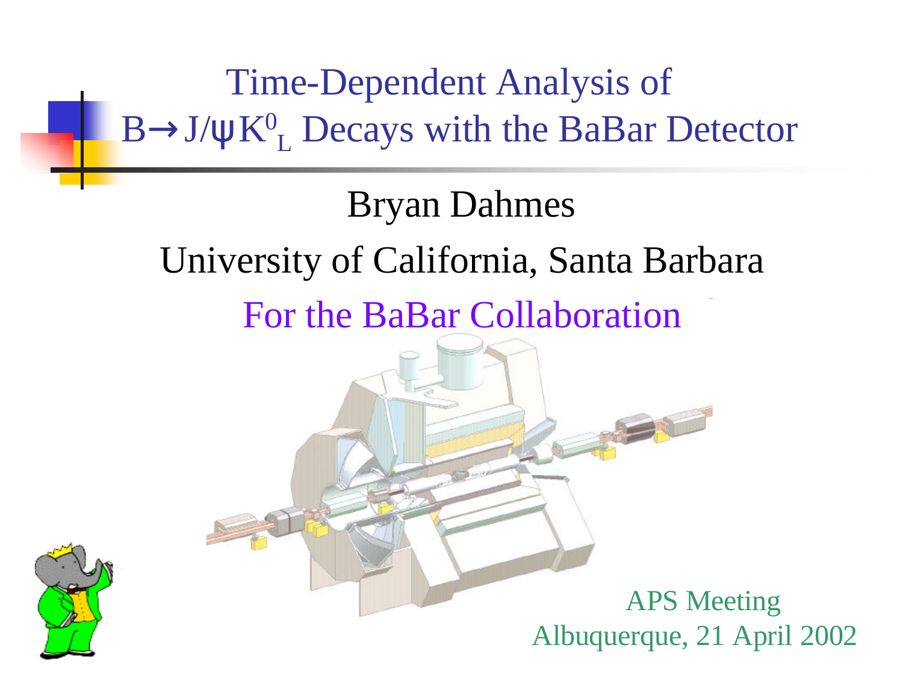# Time-Dependent Analysis of $B \rightarrow J/\psi K^0_L$ Decays with the BaBar Detector

Bryan Dahmes

University of California, Santa Barbara

For the BaBar Collaboration

APS Meeting

Albuquerque, 21 April 2002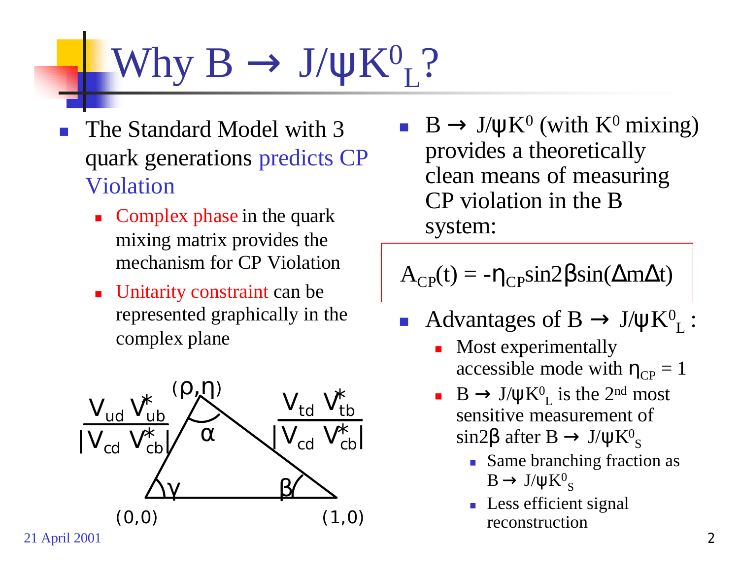# Why $B \rightarrow J/\psi K^0_L$?

- The Standard Model with 3 quark generations predicts CP Violation
  - Complex phase in the quark mixing matrix provides the mechanism for CP Violation
  - Unitarity constraint can be represented graphically in the complex plane

$(\rho,\eta)$

$\frac{V_{ud} V^*_{ub}}{|V_{cd} V^*_{cb}|}$ $\quad \frac{V_{td} V^*_{tb}}{|V_{cd} V^*_{cb}|}$

$\alpha$ $\quad \gamma$ $\quad \beta$

$(0,0)$ $\quad (1,0)$

- $B \rightarrow J/\psi K^0$ (with $K^0$ mixing) provides a theoretically clean means of measuring CP violation in the B system:

$$A_{CP}(t) = -\eta_{CP}\sin2\beta\sin(\Delta m\Delta t)$$

- Advantages of $B \rightarrow J/\psi K^0_L$ :
  - Most experimentally accessible mode with $\eta_{CP} = 1$
  - $B \rightarrow J/\psi K^0_L$ is the 2nd most sensitive measurement of $\sin2\beta$ after $B \rightarrow J/\psi K^0_S$
    - Same branching fraction as $B \rightarrow J/\psi K^0_S$
    - Less efficient signal reconstruction

21 April 2001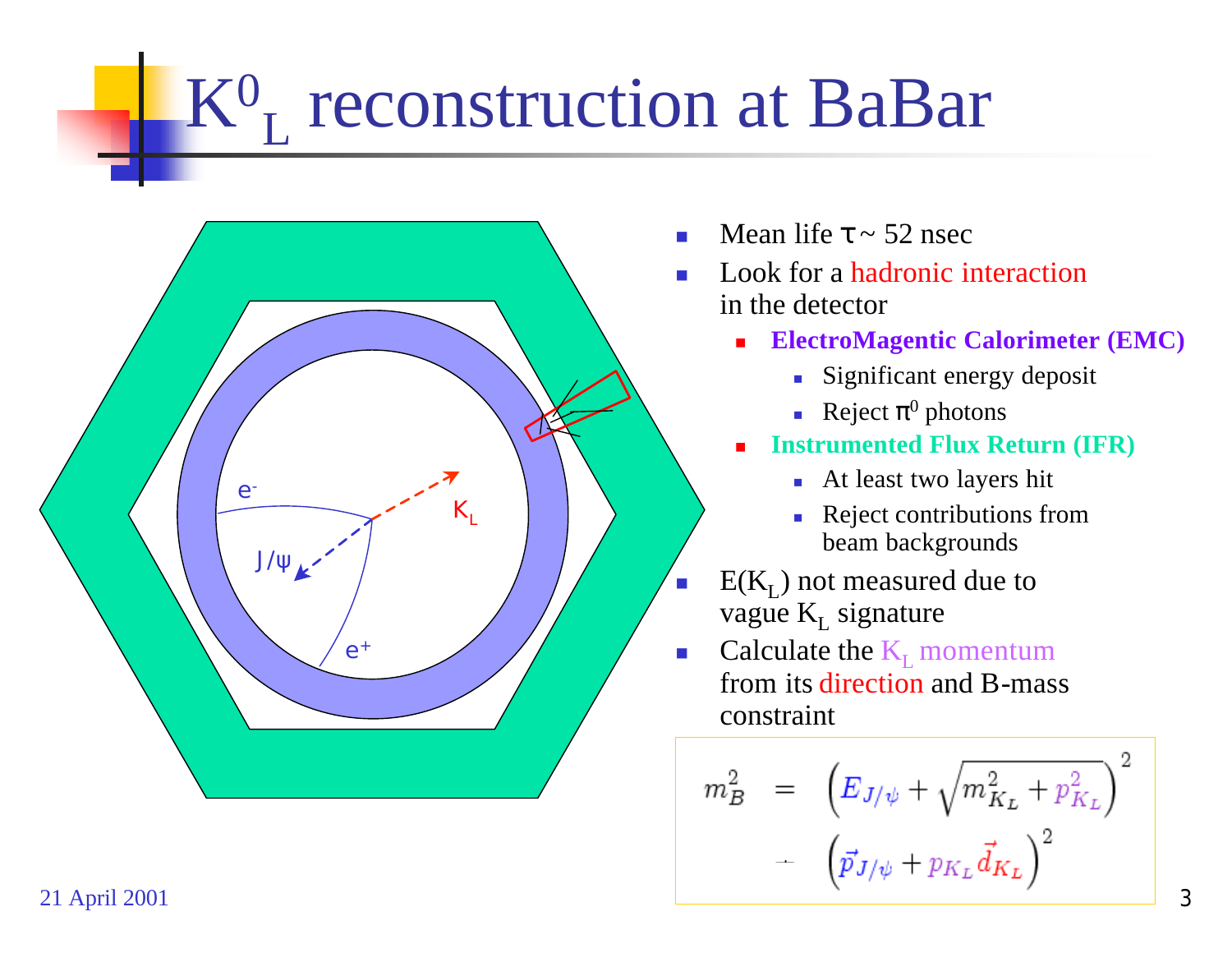# $K^0_L$ reconstruction at BaBar

- Mean life $\tau \sim 52$ nsec
- Look for a hadronic interaction in the detector
  - **ElectroMagentic Calorimeter (EMC)**
    - Significant energy deposit
    - Reject $\pi^0$ photons
  - **Instrumented Flux Return (IFR)**
    - At least two layers hit
    - Reject contributions from beam backgrounds
- $E(K_L)$ not measured due to vague $K_L$ signature
- Calculate the $K_L$ momentum from its direction and B-mass constraint

$$
\begin{aligned}
m_B^2 &= \left(E_{J/\psi} + \sqrt{m_{K_L}^2 + p_{K_L}^2}\right)^2 \\
&- \left(\vec{p}_{J/\psi} + p_{K_L}\vec{d}_{K_L}\right)^2
\end{aligned}
$$

21 April 2001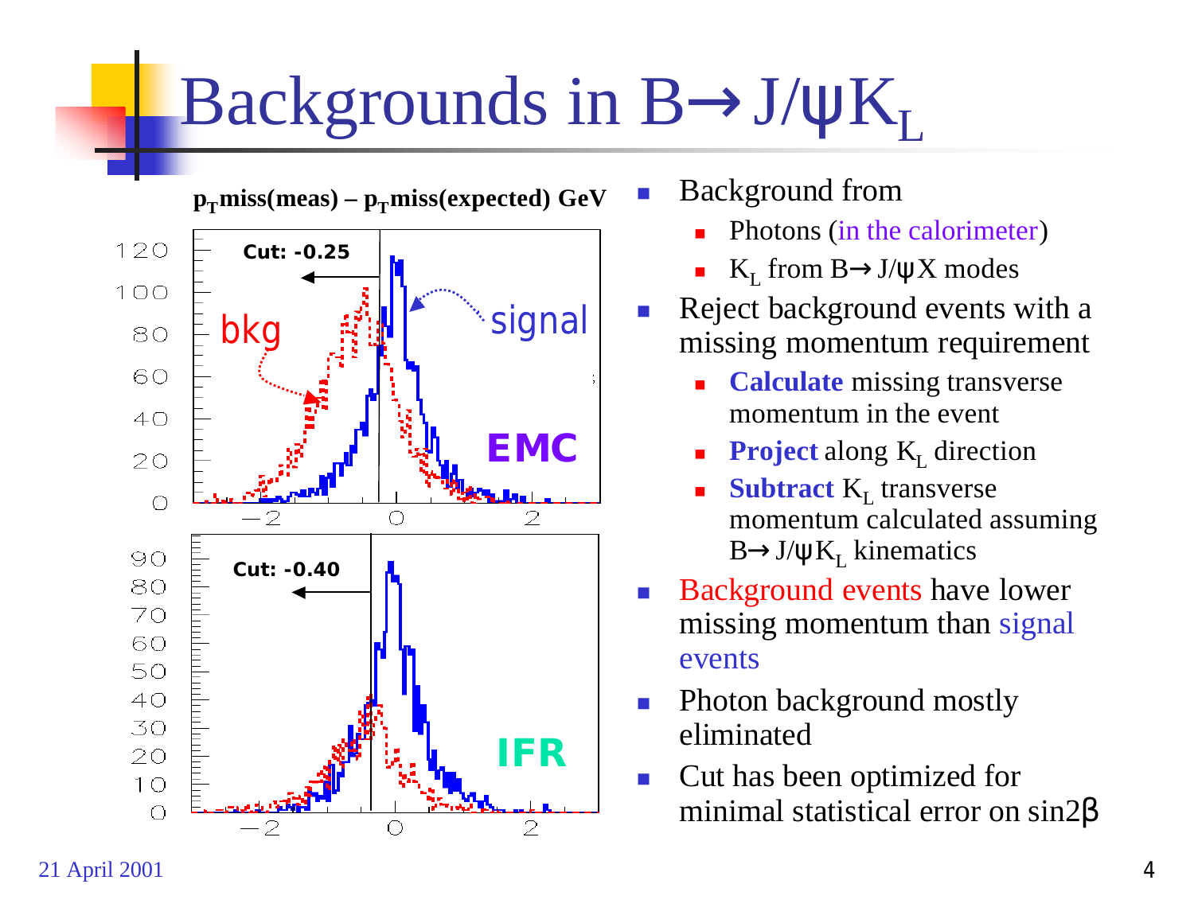# Backgrounds in $B \rightarrow J/\psi K_L$

$p_T$miss(meas) – $p_T$miss(expected) GeV

- Background from
  - Photons (in the calorimeter)
  - $K_L$ from $B \rightarrow J/\psi X$ modes
- Reject background events with a missing momentum requirement
  - **Calculate** missing transverse momentum in the event
  - **Project** along $K_L$ direction
  - **Subtract** $K_L$ transverse momentum calculated assuming $B \rightarrow J/\psi K_L$ kinematics
- Background events have lower missing momentum than signal events
- Photon background mostly eliminated
- Cut has been optimized for minimal statistical error on $\sin 2\beta$

21 April 2001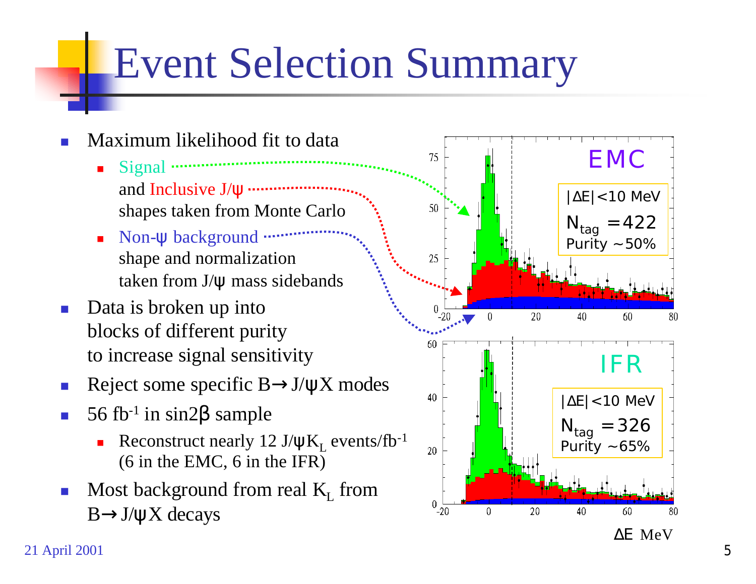# Event Selection Summary

- Maximum likelihood fit to data
  - Signal and Inclusive $J/\psi$ shapes taken from Monte Carlo
  - Non-$\psi$ background shape and normalization taken from $J/\psi$ mass sidebands
- Data is broken up into blocks of different purity to increase signal sensitivity
- Reject some specific $B \rightarrow J/\psi X$ modes
- 56 $fb^{-1}$ in $\sin 2\beta$ sample
  - Reconstruct nearly 12 $J/\psi K_L$ events/$fb^{-1}$ (6 in the EMC, 6 in the IFR)
- Most background from real $K_L$ from $B \rightarrow J/\psi X$ decays

EMC: $|\Delta E| < 10$ MeV, $N_{tag} = 422$, Purity ~50%

IFR: $|\Delta E| < 10$ MeV, $N_{tag} = 326$, Purity ~65%

$\Delta E$ MeV

21 April 2001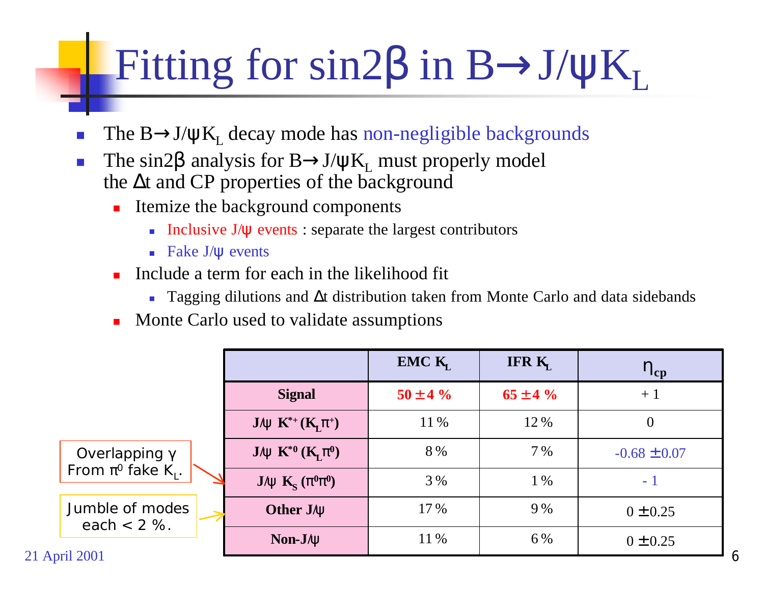# Fitting for sin2β in $B \rightarrow J/\psi K_L$

- The $B \rightarrow J/\psi K_L$ decay mode has non-negligible backgrounds
- The sin2β analysis for $B \rightarrow J/\psi K_L$ must properly model the $\Delta t$ and CP properties of the background
  - Itemize the background components
    - Inclusive $J/\psi$ events : separate the largest contributors
    - Fake $J/\psi$ events
  - Include a term for each in the likelihood fit
    - Tagging dilutions and $\Delta t$ distribution taken from Monte Carlo and data sidebands
  - Monte Carlo used to validate assumptions

| | EMC $K_L$ | IFR $K_L$ | $\eta_{cp}$ |
|---|---|---|---|
| **Signal** | **50 ± 4 %** | **65 ± 4 %** | + 1 |
| **$J/\psi\ K^{*+} (K_L \pi^+)$** | 11 % | 12 % | 0 |
| **$J/\psi\ K^{*0} (K_L \pi^0)$** | 8 % | 7 % | -0.68 ± 0.07 |
| **$J/\psi\ K_S (\pi^0 \pi^0)$** | 3 % | 1 % | - 1 |
| **Other $J/\psi$** | 17 % | 9 % | 0 ± 0.25 |
| **Non-$J/\psi$** | 11 % | 6 % | 0 ± 0.25 |

Overlapping γ From $\pi^0$ fake $K_L$. (→ $J/\psi\ K_S (\pi^0 \pi^0)$)

Jumble of modes each < 2 %. (→ Other $J/\psi$)

21 April 2001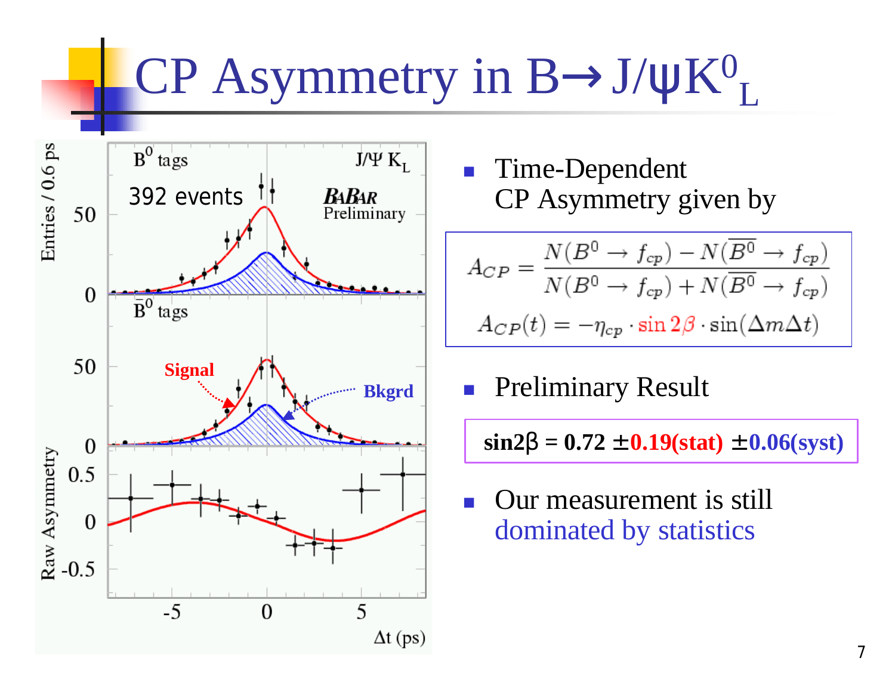# CP Asymmetry in B→J/ψ$K^0_L$

- Time-Dependent CP Asymmetry given by

$$A_{CP} = \frac{N(B^0 \to f_{cp}) - N(\overline{B^0} \to f_{cp})}{N(B^0 \to f_{cp}) + N(\overline{B^0} \to f_{cp})}$$

$$A_{CP}(t) = -\eta_{cp} \cdot \sin 2\beta \cdot \sin(\Delta m \Delta t)$$

- Preliminary Result

**sin2β = 0.72 ±0.19(stat) ±0.06(syst)**

- Our measurement is still dominated by statistics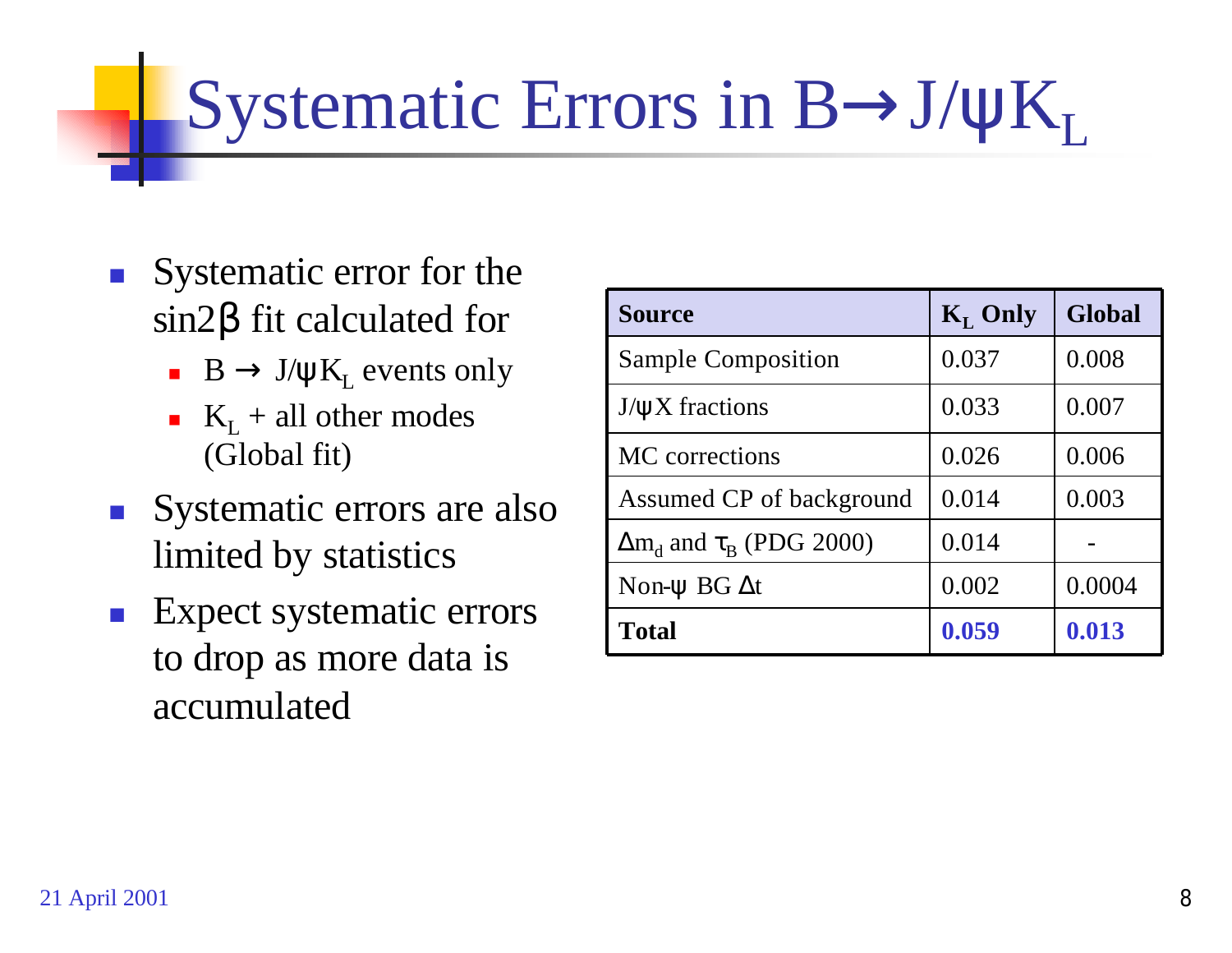# Systematic Errors in $B \rightarrow J/\psi K_L$

- Systematic error for the $\sin 2\beta$ fit calculated for
  - $B \rightarrow J/\psi K_L$ events only
  - $K_L$ + all other modes (Global fit)
- Systematic errors are also limited by statistics
- Expect systematic errors to drop as more data is accumulated

| **Source** | **$K_L$ Only** | **Global** |
|---|---|---|
| Sample Composition | 0.037 | 0.008 |
| $J/\psi X$ fractions | 0.033 | 0.007 |
| MC corrections | 0.026 | 0.006 |
| Assumed CP of background | 0.014 | 0.003 |
| $\Delta m_d$ and $\tau_B$ (PDG 2000) | 0.014 | - |
| Non-$\psi$ BG $\Delta t$ | 0.002 | 0.0004 |
| **Total** | **0.059** | **0.013** |

21 April 2001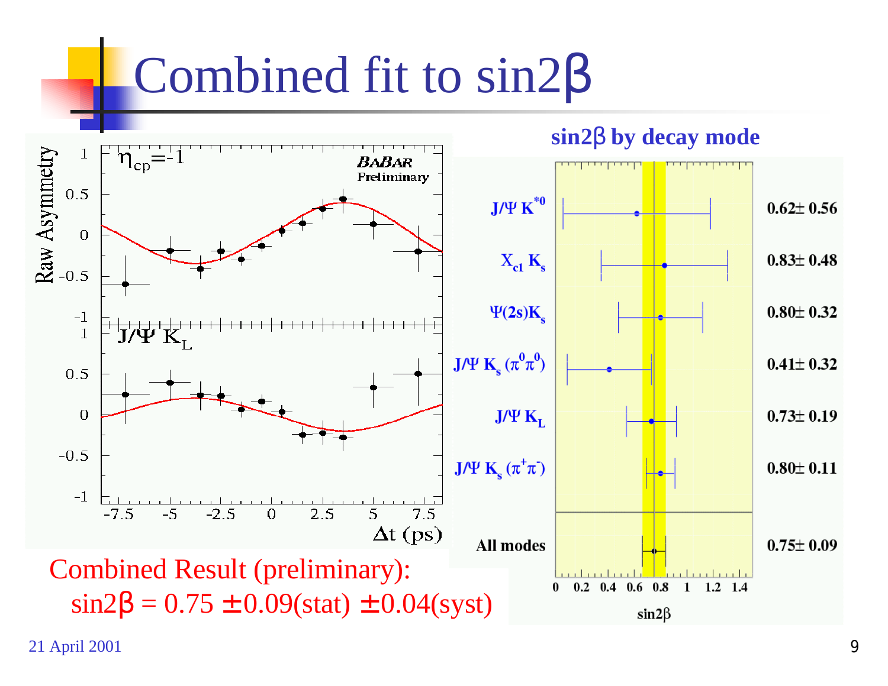# Combined fit to sin2β

## sin2β by decay mode

| Decay mode | sin2β |
|---|---|
| $J/\Psi K^{*0}$ | $0.62 \pm 0.56$ |
| $X_{c1} K_s$ | $0.83 \pm 0.48$ |
| $\Psi(2s) K_s$ | $0.80 \pm 0.32$ |
| $J/\Psi K_s (\pi^0\pi^0)$ | $0.41 \pm 0.32$ |
| $J/\Psi K_L$ | $0.73 \pm 0.19$ |
| $J/\Psi K_s (\pi^+\pi^-)$ | $0.80 \pm 0.11$ |
| All modes | $0.75 \pm 0.09$ |

Combined Result (preliminary):

$\sin 2\beta = 0.75 \pm 0.09(\text{stat}) \pm 0.04(\text{syst})$

21 April 2001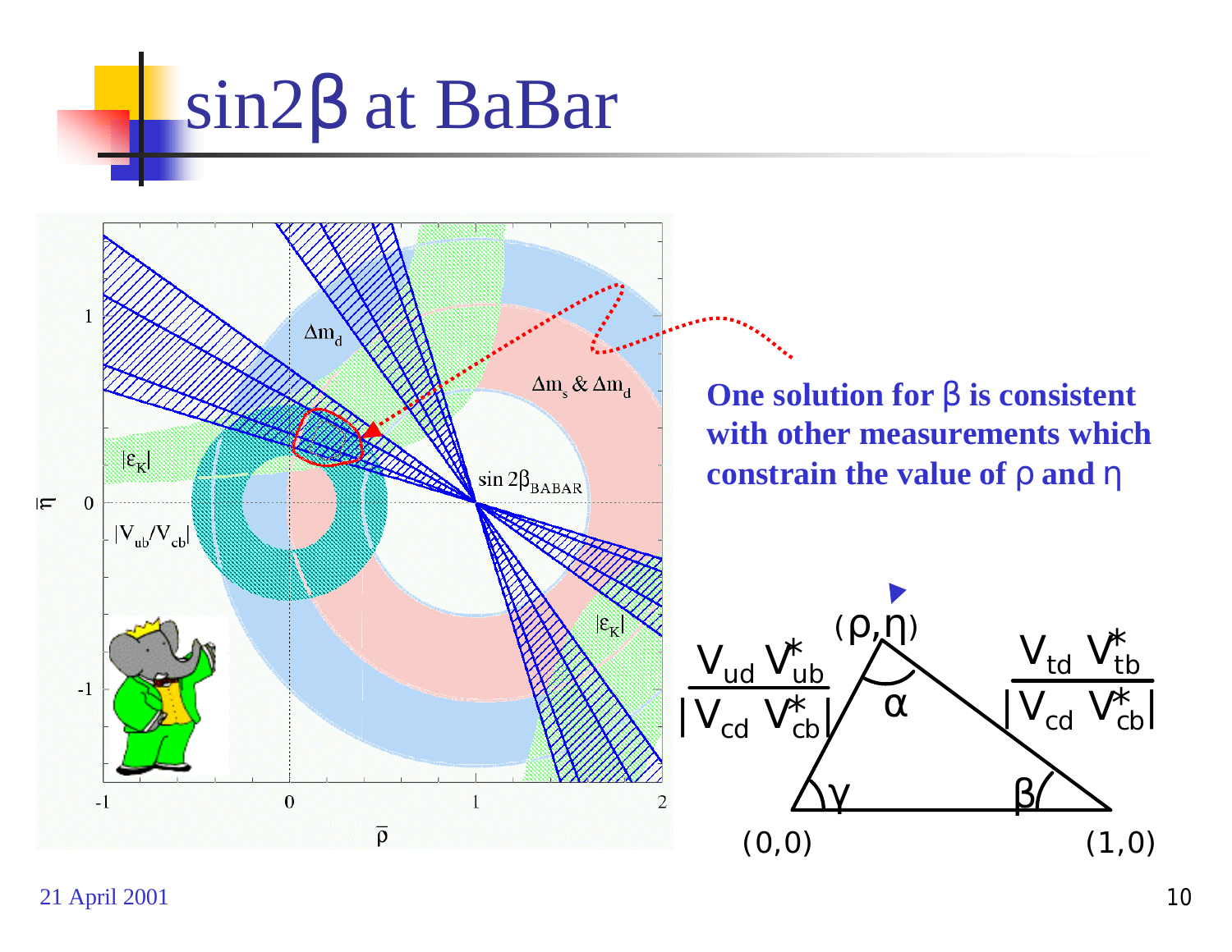# $\sin 2\beta$ at BaBar

**One solution for $\beta$ is consistent with other measurements which constrain the value of $\rho$ and $\eta$**

$\Delta m_d$

$\Delta m_s$ & $\Delta m_d$

$|\varepsilon_K|$

$|V_{ub}/V_{cb}|$

$\sin 2\beta_{BABAR}$

$\bar{\rho}$

$\bar{\eta}$

$(\rho,\eta)$, $(0,0)$, $(1,0)$

$\alpha$, $\beta$, $\gamma$

$$\frac{V_{ud}\,V_{ub}^*}{|V_{cd}\,V_{cb}^*|}$$

$$\frac{V_{td}\,V_{tb}^*}{|V_{cd}\,V_{cb}^*|}$$

21 April 2001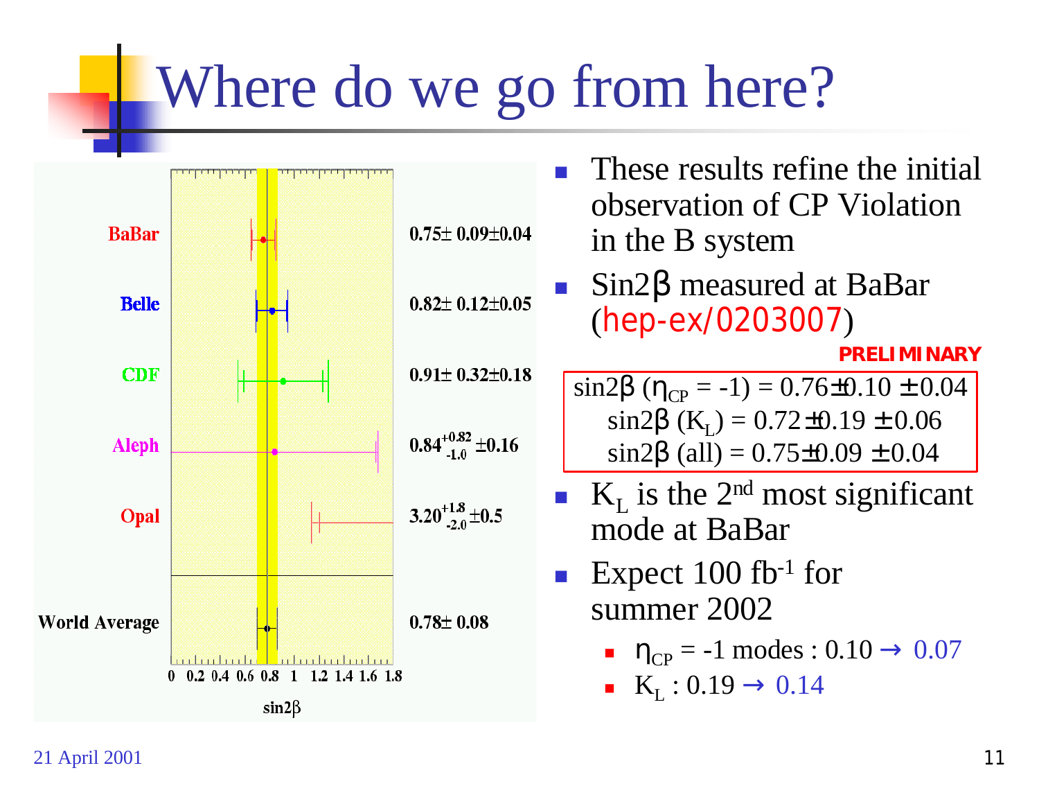# Where do we go from here?

BaBar 0.75± 0.09±0.04

Belle 0.82± 0.12±0.05

CDF 0.91± 0.32±0.18

Aleph $0.84^{+0.82}_{-1.0}$ ±0.16

Opal $3.20^{+1.8}_{-2.0}$ ±0.5

World Average 0.78± 0.08

0 0.2 0.4 0.6 0.8 1 1.2 1.4 1.6 1.8

sin2β

- These results refine the initial observation of CP Violation in the B system
- Sin2β measured at BaBar (hep-ex/0203007)

**PRELIMINARY**

sin2β ($\eta_{CP}$ = -1) = 0.76±0.10 ±0.04
sin2β ($K_L$) = 0.72±0.19 ±0.06
sin2β (all) = 0.75±0.09 ±0.04

- $K_L$ is the 2nd most significant mode at BaBar
- Expect 100 $fb^{-1}$ for summer 2002
  - $\eta_{CP}$ = -1 modes : 0.10 → 0.07
  - $K_L$ : 0.19 → 0.14

21 April 2001